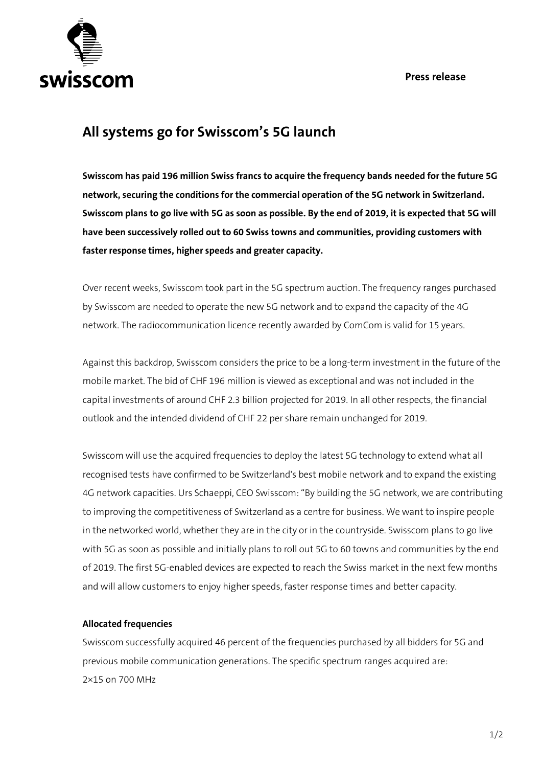**Press release**

# All systems go for Swisscom's 5G launch

**Swisscom has paid 196 million Swiss francs to acquire the frequency bands needed for the future 5G network, securing the conditions for the commercial operation of the 5G network in Switzerland. Swisscom plans to go live with 5G as soon as possible. By the end of 2019, it is expected that 5G will have been successively rolled out to 60 Swiss towns and communities, providing customers with faster response times, higher speeds and greater capacity.**

Over recent weeks, Swisscom took part in the 5G spectrum auction. The frequency ranges purchased by Swisscom are needed to operate the new 5G network and to expand the capacity of the 4G network. The radiocommunication licence recently awarded by ComCom is valid for 15 years.

Against this backdrop, Swisscom considers the price to be a long-term investment in the future of the mobile market. The bid of CHF 196 million is viewed as exceptional and was not included in the capital investments of around CHF 2.3 billion projected for 2019. In all other respects, the financial outlook and the intended dividend of CHF 22 per share remain unchanged for 2019.

Swisscom will use the acquired frequencies to deploy the latest 5G technology to extend what all recognised tests have confirmed to be Switzerland's best mobile network and to expand the existing 4G network capacities. Urs Schaeppi, CEO Swisscom: "By building the 5G network, we are contributing to improving the competitiveness of Switzerland as a centre for business. We want to inspire people in the networked world, whether they are in the city or in the countryside. Swisscom plans to go live with 5G as soon as possible and initially plans to roll out 5G to 60 towns and communities by the end of 2019. The first 5G-enabled devices are expected to reach the Swiss market in the next few months and will allow customers to enjoy higher speeds, faster response times and better capacity.

**Allocated frequencies**

Swisscom successfully acquired 46 percent of the frequencies purchased by all bidders for 5G and previous mobile communication generations. The specific spectrum ranges acquired are:
2×15 on 700 MHz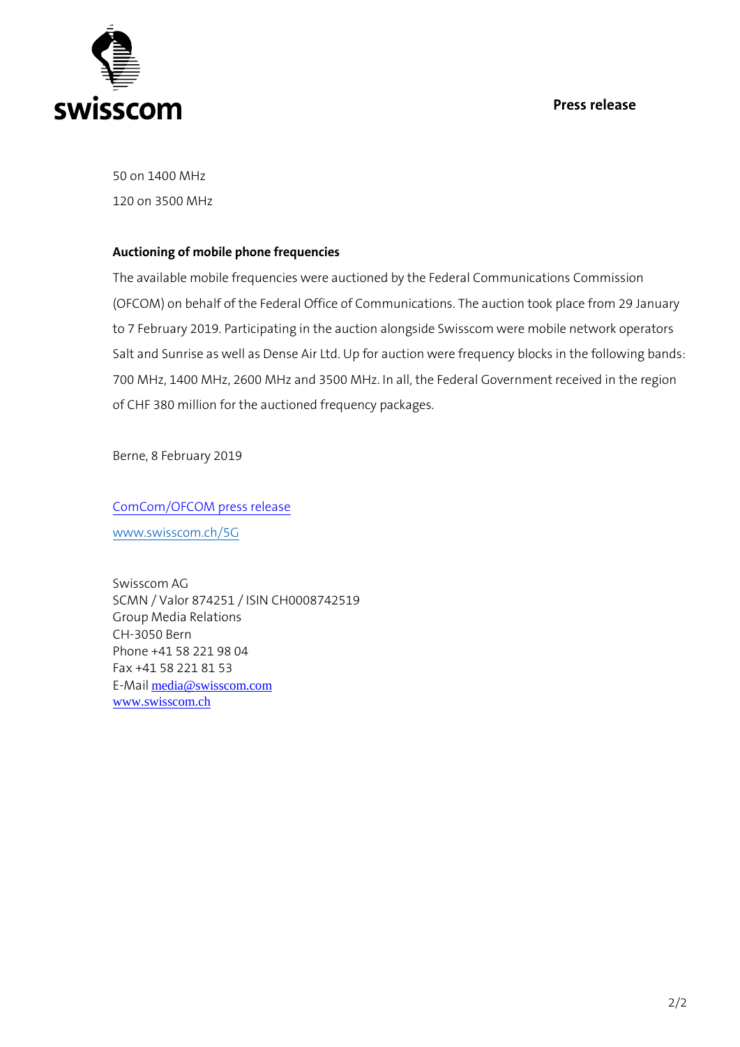50 on 1400 MHz

120 on 3500 MHz

**Auctioning of mobile phone frequencies**

The available mobile frequencies were auctioned by the Federal Communications Commission (OFCOM) on behalf of the Federal Office of Communications. The auction took place from 29 January to 7 February 2019. Participating in the auction alongside Swisscom were mobile network operators Salt and Sunrise as well as Dense Air Ltd. Up for auction were frequency blocks in the following bands: 700 MHz, 1400 MHz, 2600 MHz and 3500 MHz. In all, the Federal Government received in the region of CHF 380 million for the auctioned frequency packages.

Berne, 8 February 2019

ComCom/OFCOM press release

www.swisscom.ch/5G

Swisscom AG
SCMN / Valor 874251 / ISIN CH0008742519
Group Media Relations
CH-3050 Bern
Phone +41 58 221 98 04
Fax +41 58 221 81 53
E-Mail media@swisscom.com
www.swisscom.ch